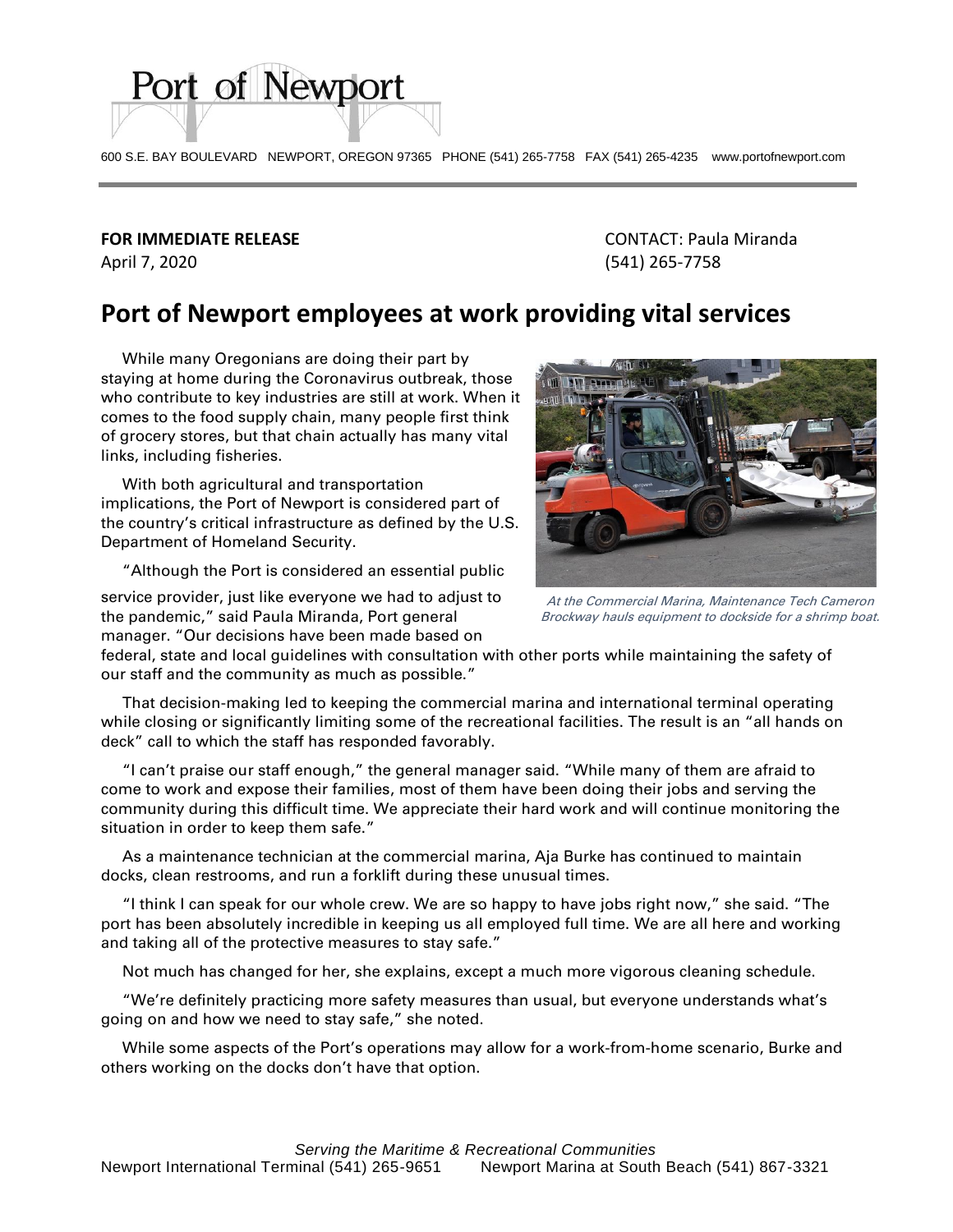Port of Newport

600 S.E. BAY BOULEVARD NEWPORT, OREGON 97365 PHONE (541) 265-7758 FAX (541) 265-4235 www.portofnewport.com

**FOR IMMEDIATE RELEASE**
April 7, 2020

CONTACT: Paula Miranda
(541) 265-7758

# Port of Newport employees at work providing vital services

While many Oregonians are doing their part by staying at home during the Coronavirus outbreak, those who contribute to key industries are still at work. When it comes to the food supply chain, many people first think of grocery stores, but that chain actually has many vital links, including fisheries.

With both agricultural and transportation implications, the Port of Newport is considered part of the country's critical infrastructure as defined by the U.S. Department of Homeland Security.

*At the Commercial Marina, Maintenance Tech Cameron Brockway hauls equipment to dockside for a shrimp boat.*

"Although the Port is considered an essential public service provider, just like everyone we had to adjust to the pandemic," said Paula Miranda, Port general manager. "Our decisions have been made based on federal, state and local guidelines with consultation with other ports while maintaining the safety of our staff and the community as much as possible."

That decision-making led to keeping the commercial marina and international terminal operating while closing or significantly limiting some of the recreational facilities. The result is an "all hands on deck" call to which the staff has responded favorably.

"I can't praise our staff enough," the general manager said. "While many of them are afraid to come to work and expose their families, most of them have been doing their jobs and serving the community during this difficult time. We appreciate their hard work and will continue monitoring the situation in order to keep them safe."

As a maintenance technician at the commercial marina, Aja Burke has continued to maintain docks, clean restrooms, and run a forklift during these unusual times.

"I think I can speak for our whole crew. We are so happy to have jobs right now," she said. "The port has been absolutely incredible in keeping us all employed full time. We are all here and working and taking all of the protective measures to stay safe."

Not much has changed for her, she explains, except a much more vigorous cleaning schedule.

"We're definitely practicing more safety measures than usual, but everyone understands what's going on and how we need to stay safe," she noted.

While some aspects of the Port's operations may allow for a work-from-home scenario, Burke and others working on the docks don't have that option.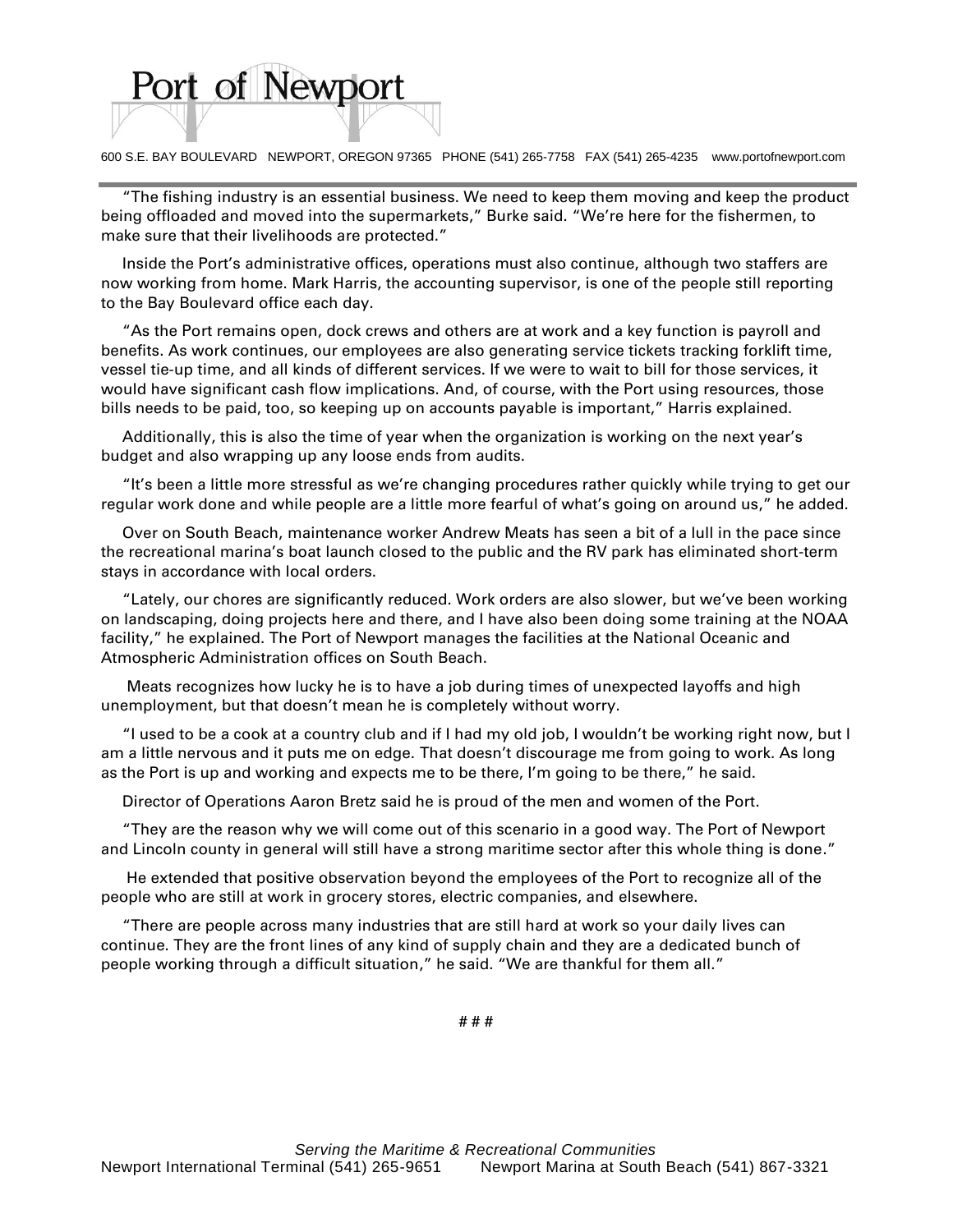"The fishing industry is an essential business. We need to keep them moving and keep the product being offloaded and moved into the supermarkets," Burke said. "We're here for the fishermen, to make sure that their livelihoods are protected."

Inside the Port's administrative offices, operations must also continue, although two staffers are now working from home. Mark Harris, the accounting supervisor, is one of the people still reporting to the Bay Boulevard office each day.

"As the Port remains open, dock crews and others are at work and a key function is payroll and benefits. As work continues, our employees are also generating service tickets tracking forklift time, vessel tie-up time, and all kinds of different services. If we were to wait to bill for those services, it would have significant cash flow implications. And, of course, with the Port using resources, those bills needs to be paid, too, so keeping up on accounts payable is important," Harris explained.

Additionally, this is also the time of year when the organization is working on the next year's budget and also wrapping up any loose ends from audits.

"It's been a little more stressful as we're changing procedures rather quickly while trying to get our regular work done and while people are a little more fearful of what's going on around us," he added.

Over on South Beach, maintenance worker Andrew Meats has seen a bit of a lull in the pace since the recreational marina's boat launch closed to the public and the RV park has eliminated short-term stays in accordance with local orders.

"Lately, our chores are significantly reduced. Work orders are also slower, but we've been working on landscaping, doing projects here and there, and I have also been doing some training at the NOAA facility," he explained. The Port of Newport manages the facilities at the National Oceanic and Atmospheric Administration offices on South Beach.

Meats recognizes how lucky he is to have a job during times of unexpected layoffs and high unemployment, but that doesn't mean he is completely without worry.

"I used to be a cook at a country club and if I had my old job, I wouldn't be working right now, but I am a little nervous and it puts me on edge. That doesn't discourage me from going to work. As long as the Port is up and working and expects me to be there, I'm going to be there," he said.

Director of Operations Aaron Bretz said he is proud of the men and women of the Port.

"They are the reason why we will come out of this scenario in a good way. The Port of Newport and Lincoln county in general will still have a strong maritime sector after this whole thing is done."

He extended that positive observation beyond the employees of the Port to recognize all of the people who are still at work in grocery stores, electric companies, and elsewhere.

"There are people across many industries that are still hard at work so your daily lives can continue. They are the front lines of any kind of supply chain and they are a dedicated bunch of people working through a difficult situation," he said. "We are thankful for them all."

# # #